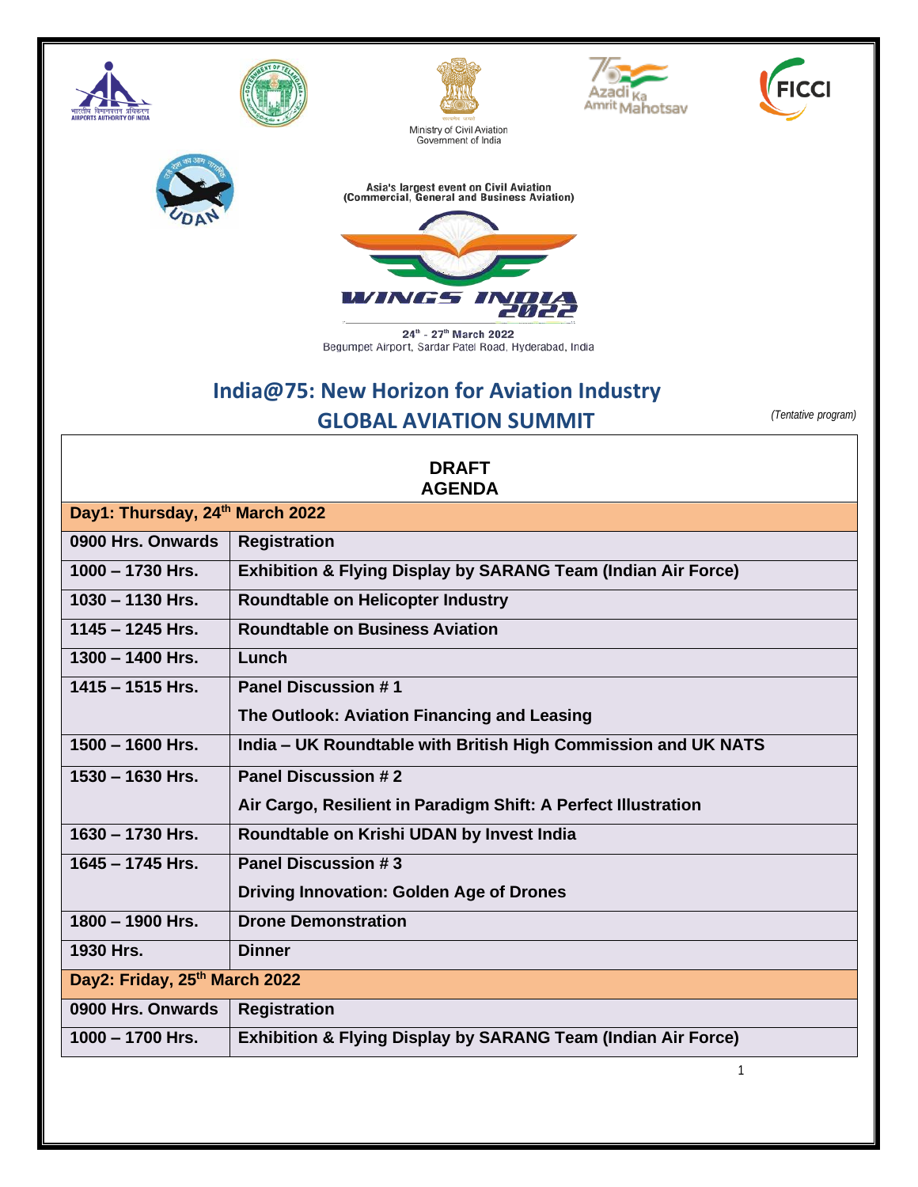Ministry of Civil Aviation
Government of India

Asia's largest event on Civil Aviation
(Commercial, General and Business Aviation)

WINGS INDIA 2022

24th - 27th March 2022
Begumpet Airport, Sardar Patel Road, Hyderabad, India

# India@75: New Horizon for Aviation Industry
## GLOBAL AVIATION SUMMIT

*(Tentative program)*

### DRAFT AGENDA

| **Day1: Thursday, 24th March 2022** | |
|---|---|
| **0900 Hrs. Onwards** | **Registration** |
| **1000 – 1730 Hrs.** | **Exhibition & Flying Display by SARANG Team (Indian Air Force)** |
| **1030 – 1130 Hrs.** | **Roundtable on Helicopter Industry** |
| **1145 – 1245 Hrs.** | **Roundtable on Business Aviation** |
| **1300 – 1400 Hrs.** | **Lunch** |
| **1415 – 1515 Hrs.** | **Panel Discussion # 1**<br>**The Outlook: Aviation Financing and Leasing** |
| **1500 – 1600 Hrs.** | **India – UK Roundtable with British High Commission and UK NATS** |
| **1530 – 1630 Hrs.** | **Panel Discussion # 2**<br>**Air Cargo, Resilient in Paradigm Shift: A Perfect Illustration** |
| **1630 – 1730 Hrs.** | **Roundtable on Krishi UDAN by Invest India** |
| **1645 – 1745 Hrs.** | **Panel Discussion # 3**<br>**Driving Innovation: Golden Age of Drones** |
| **1800 – 1900 Hrs.** | **Drone Demonstration** |
| **1930 Hrs.** | **Dinner** |
| **Day2: Friday, 25th March 2022** | |
| **0900 Hrs. Onwards** | **Registration** |
| **1000 – 1700 Hrs.** | **Exhibition & Flying Display by SARANG Team (Indian Air Force)** |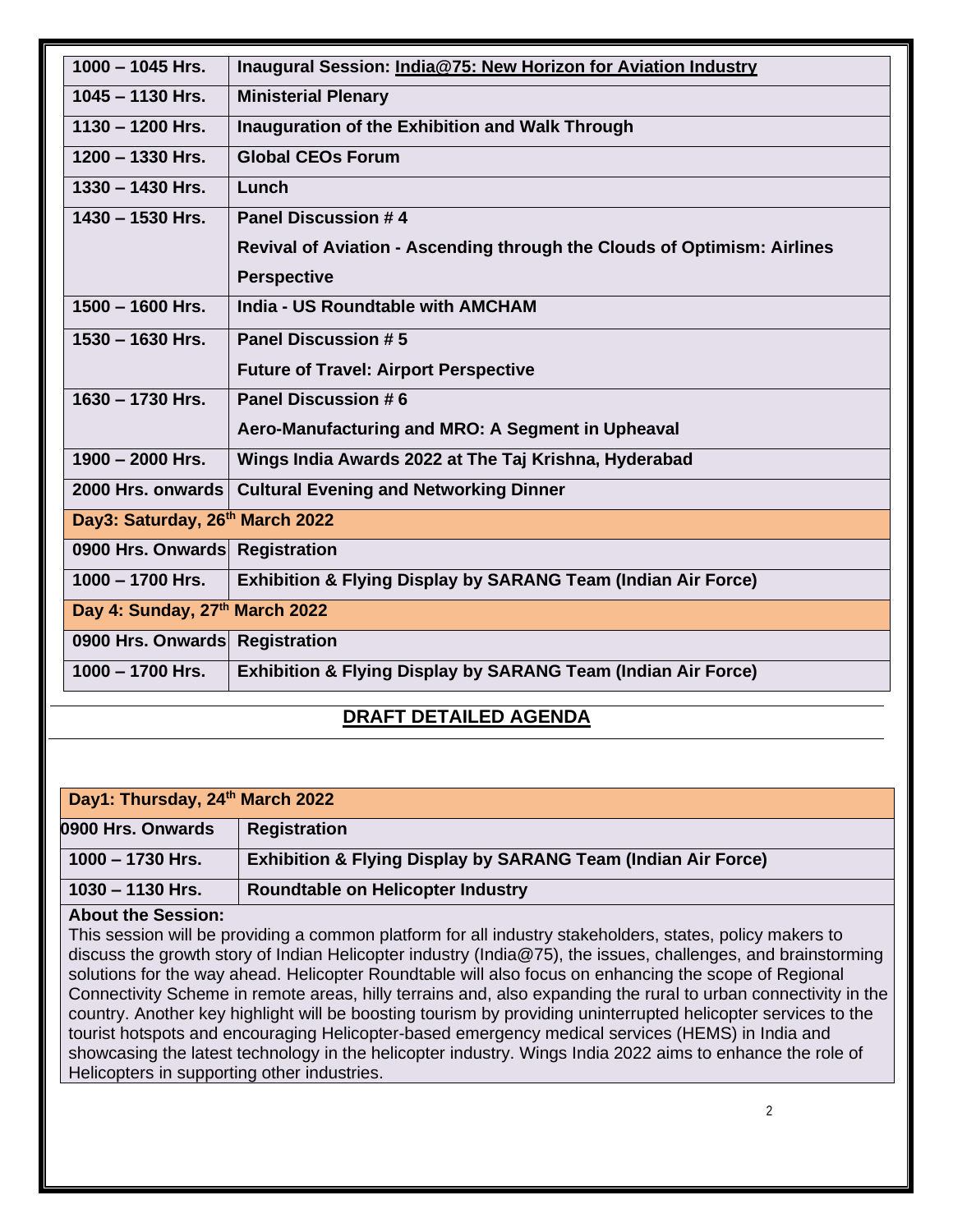| | |
|---|---|
| 1000 – 1045 Hrs. | **Inaugural Session: India@75: New Horizon for Aviation Industry** |
| 1045 – 1130 Hrs. | **Ministerial Plenary** |
| 1130 – 1200 Hrs. | **Inauguration of the Exhibition and Walk Through** |
| 1200 – 1330 Hrs. | **Global CEOs Forum** |
| 1330 – 1430 Hrs. | **Lunch** |
| 1430 – 1530 Hrs. | **Panel Discussion # 4**<br>**Revival of Aviation - Ascending through the Clouds of Optimism: Airlines Perspective** |
| 1500 – 1600 Hrs. | **India - US Roundtable with AMCHAM** |
| 1530 – 1630 Hrs. | **Panel Discussion # 5**<br>**Future of Travel: Airport Perspective** |
| 1630 – 1730 Hrs. | **Panel Discussion # 6**<br>**Aero-Manufacturing and MRO: A Segment in Upheaval** |
| 1900 – 2000 Hrs. | **Wings India Awards 2022 at The Taj Krishna, Hyderabad** |
| 2000 Hrs. onwards | **Cultural Evening and Networking Dinner** |
| **Day3: Saturday, 26th March 2022** | |
| 0900 Hrs. Onwards | **Registration** |
| 1000 – 1700 Hrs. | **Exhibition & Flying Display by SARANG Team (Indian Air Force)** |
| **Day 4: Sunday, 27th March 2022** | |
| 0900 Hrs. Onwards | **Registration** |
| 1000 – 1700 Hrs. | **Exhibition & Flying Display by SARANG Team (Indian Air Force)** |

## DRAFT DETAILED AGENDA

| **Day1: Thursday, 24th March 2022** | |
|---|---|
| 0900 Hrs. Onwards | **Registration** |
| 1000 – 1730 Hrs. | **Exhibition & Flying Display by SARANG Team (Indian Air Force)** |
| 1030 – 1130 Hrs. | **Roundtable on Helicopter Industry** |

**About the Session:**

This session will be providing a common platform for all industry stakeholders, states, policy makers to discuss the growth story of Indian Helicopter industry (India@75), the issues, challenges, and brainstorming solutions for the way ahead. Helicopter Roundtable will also focus on enhancing the scope of Regional Connectivity Scheme in remote areas, hilly terrains and, also expanding the rural to urban connectivity in the country. Another key highlight will be boosting tourism by providing uninterrupted helicopter services to the tourist hotspots and encouraging Helicopter-based emergency medical services (HEMS) in India and showcasing the latest technology in the helicopter industry. Wings India 2022 aims to enhance the role of Helicopters in supporting other industries.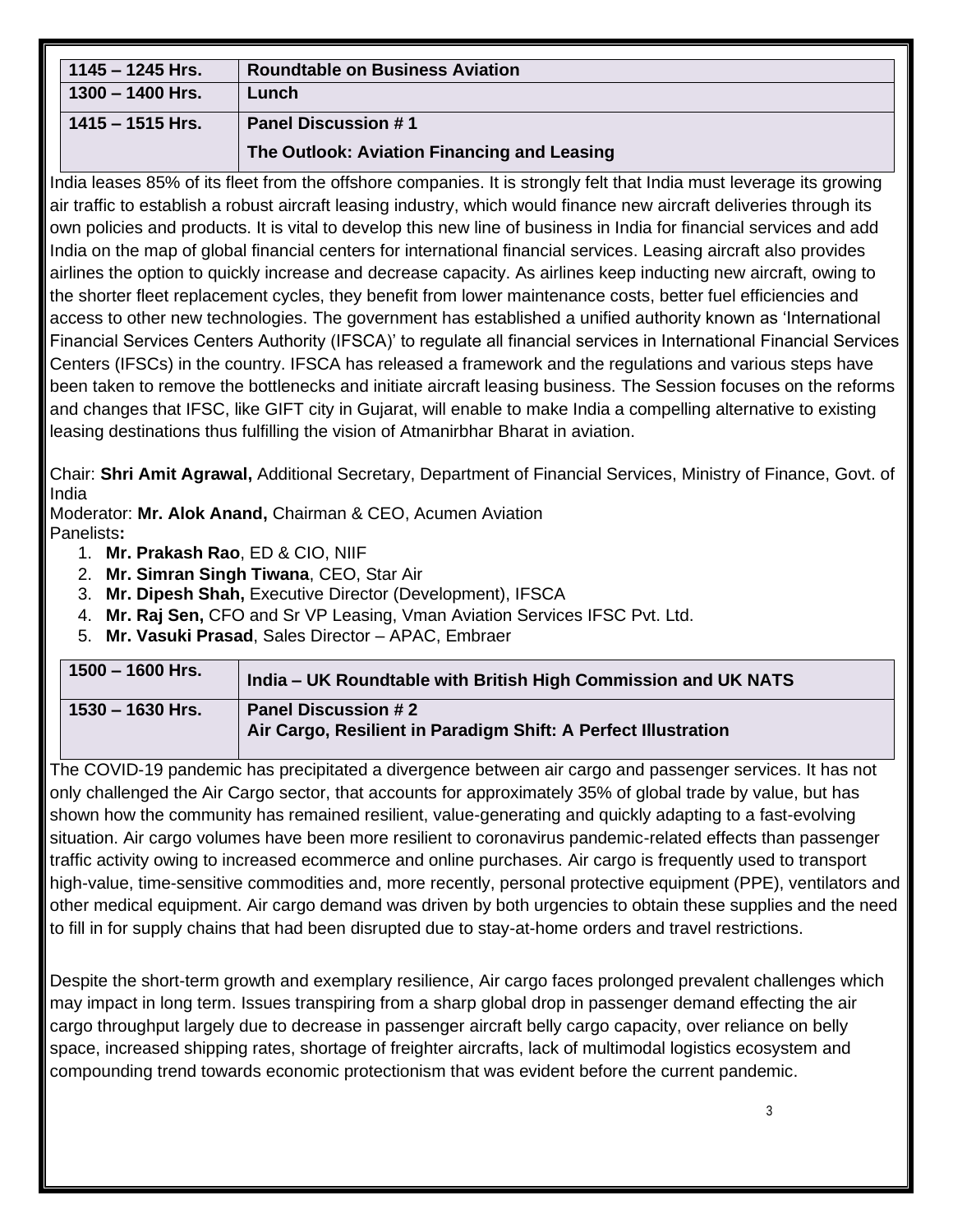| 1145 – 1245 Hrs. | **Roundtable on Business Aviation** |
|---|---|
| 1300 – 1400 Hrs. | **Lunch** |
| 1415 – 1515 Hrs. | **Panel Discussion # 1** **The Outlook: Aviation Financing and Leasing** |

India leases 85% of its fleet from the offshore companies. It is strongly felt that India must leverage its growing air traffic to establish a robust aircraft leasing industry, which would finance new aircraft deliveries through its own policies and products. It is vital to develop this new line of business in India for financial services and add India on the map of global financial centers for international financial services. Leasing aircraft also provides airlines the option to quickly increase and decrease capacity. As airlines keep inducting new aircraft, owing to the shorter fleet replacement cycles, they benefit from lower maintenance costs, better fuel efficiencies and access to other new technologies. The government has established a unified authority known as 'International Financial Services Centers Authority (IFSCA)' to regulate all financial services in International Financial Services Centers (IFSCs) in the country. IFSCA has released a framework and the regulations and various steps have been taken to remove the bottlenecks and initiate aircraft leasing business. The Session focuses on the reforms and changes that IFSC, like GIFT city in Gujarat, will enable to make India a compelling alternative to existing leasing destinations thus fulfilling the vision of Atmanirbhar Bharat in aviation.

Chair: **Shri Amit Agrawal,** Additional Secretary, Department of Financial Services, Ministry of Finance, Govt. of India
Moderator: **Mr. Alok Anand,** Chairman & CEO, Acumen Aviation
Panelists**:**

1. **Mr. Prakash Rao**, ED & CIO, NIIF
2. **Mr. Simran Singh Tiwana**, CEO, Star Air
3. **Mr. Dipesh Shah,** Executive Director (Development), IFSCA
4. **Mr. Raj Sen,** CFO and Sr VP Leasing, Vman Aviation Services IFSC Pvt. Ltd.
5. **Mr. Vasuki Prasad**, Sales Director – APAC, Embraer

| 1500 – 1600 Hrs. | **India – UK Roundtable with British High Commission and UK NATS** |
|---|---|
| 1530 – 1630 Hrs. | **Panel Discussion # 2** **Air Cargo, Resilient in Paradigm Shift: A Perfect Illustration** |

The COVID-19 pandemic has precipitated a divergence between air cargo and passenger services. It has not only challenged the Air Cargo sector, that accounts for approximately 35% of global trade by value, but has shown how the community has remained resilient, value-generating and quickly adapting to a fast-evolving situation. Air cargo volumes have been more resilient to coronavirus pandemic-related effects than passenger traffic activity owing to increased ecommerce and online purchases. Air cargo is frequently used to transport high-value, time-sensitive commodities and, more recently, personal protective equipment (PPE), ventilators and other medical equipment. Air cargo demand was driven by both urgencies to obtain these supplies and the need to fill in for supply chains that had been disrupted due to stay-at-home orders and travel restrictions.

Despite the short-term growth and exemplary resilience, Air cargo faces prolonged prevalent challenges which may impact in long term. Issues transpiring from a sharp global drop in passenger demand effecting the air cargo throughput largely due to decrease in passenger aircraft belly cargo capacity, over reliance on belly space, increased shipping rates, shortage of freighter aircrafts, lack of multimodal logistics ecosystem and compounding trend towards economic protectionism that was evident before the current pandemic.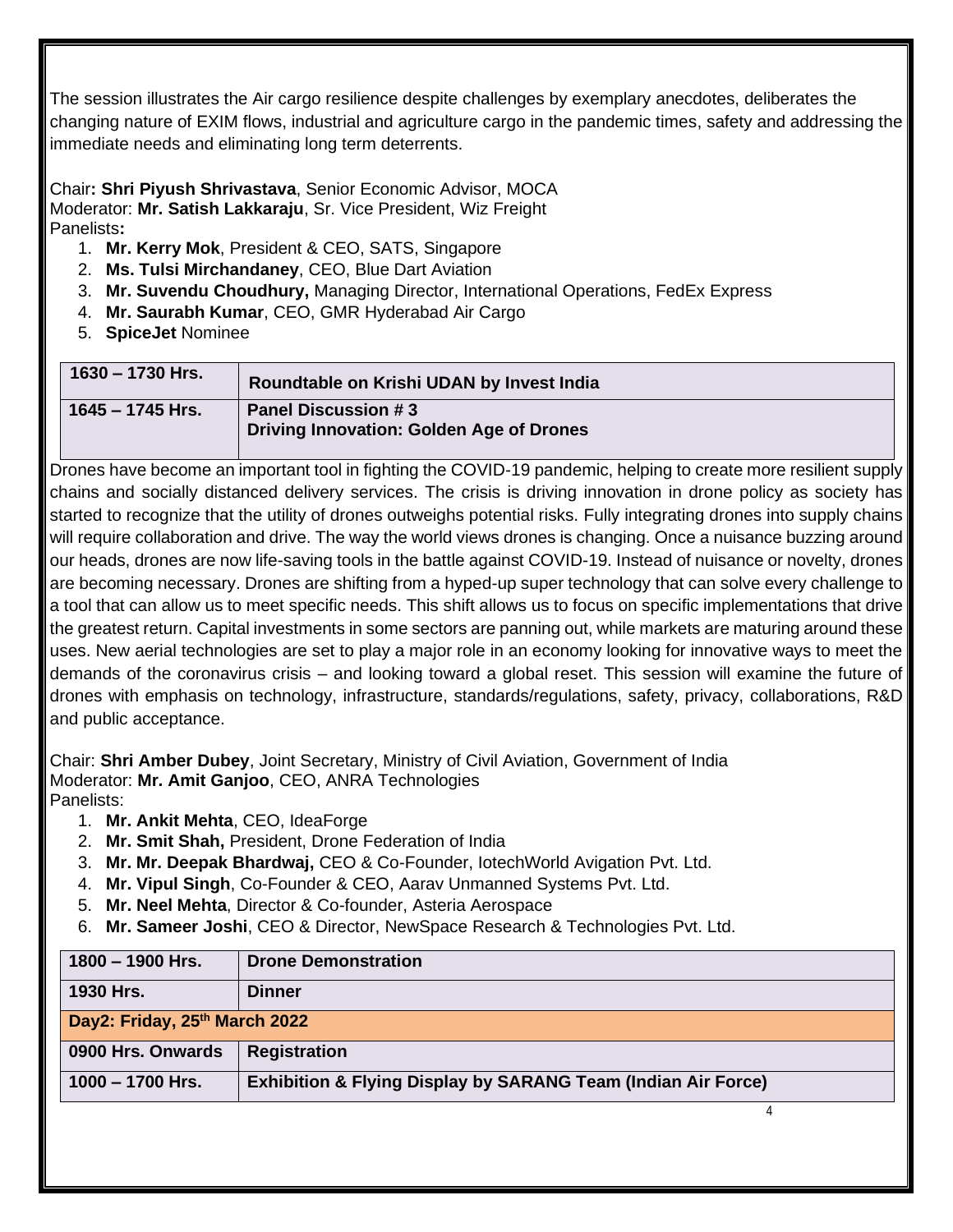The session illustrates the Air cargo resilience despite challenges by exemplary anecdotes, deliberates the changing nature of EXIM flows, industrial and agriculture cargo in the pandemic times, safety and addressing the immediate needs and eliminating long term deterrents.

Chair**: Shri Piyush Shrivastava**, Senior Economic Advisor, MOCA
Moderator: **Mr. Satish Lakkaraju**, Sr. Vice President, Wiz Freight
Panelists**:**

1. **Mr. Kerry Mok**, President & CEO, SATS, Singapore
2. **Ms. Tulsi Mirchandaney**, CEO, Blue Dart Aviation
3. **Mr. Suvendu Choudhury,** Managing Director, International Operations, FedEx Express
4. **Mr. Saurabh Kumar**, CEO, GMR Hyderabad Air Cargo
5. **SpiceJet** Nominee

| **1630 – 1730 Hrs.** | **Roundtable on Krishi UDAN by Invest India** |
|---|---|
| **1645 – 1745 Hrs.** | **Panel Discussion # 3**<br>**Driving Innovation: Golden Age of Drones** |

Drones have become an important tool in fighting the COVID-19 pandemic, helping to create more resilient supply chains and socially distanced delivery services. The crisis is driving innovation in drone policy as society has started to recognize that the utility of drones outweighs potential risks. Fully integrating drones into supply chains will require collaboration and drive. The way the world views drones is changing. Once a nuisance buzzing around our heads, drones are now life-saving tools in the battle against COVID-19. Instead of nuisance or novelty, drones are becoming necessary. Drones are shifting from a hyped-up super technology that can solve every challenge to a tool that can allow us to meet specific needs. This shift allows us to focus on specific implementations that drive the greatest return. Capital investments in some sectors are panning out, while markets are maturing around these uses. New aerial technologies are set to play a major role in an economy looking for innovative ways to meet the demands of the coronavirus crisis – and looking toward a global reset. This session will examine the future of drones with emphasis on technology, infrastructure, standards/regulations, safety, privacy, collaborations, R&D and public acceptance.

Chair: **Shri Amber Dubey**, Joint Secretary, Ministry of Civil Aviation, Government of India
Moderator: **Mr. Amit Ganjoo**, CEO, ANRA Technologies
Panelists:

1. **Mr. Ankit Mehta**, CEO, IdeaForge
2. **Mr. Smit Shah,** President, Drone Federation of India
3. **Mr. Mr. Deepak Bhardwaj,** CEO & Co-Founder, IotechWorld Avigation Pvt. Ltd.
4. **Mr. Vipul Singh**, Co-Founder & CEO, Aarav Unmanned Systems Pvt. Ltd.
5. **Mr. Neel Mehta**, Director & Co-founder, Asteria Aerospace
6. **Mr. Sameer Joshi**, CEO & Director, NewSpace Research & Technologies Pvt. Ltd.

| **1800 – 1900 Hrs.** | **Drone Demonstration** |
|---|---|
| **1930 Hrs.** | **Dinner** |
| **Day2: Friday, 25th March 2022** | |
| **0900 Hrs. Onwards** | **Registration** |
| **1000 – 1700 Hrs.** | **Exhibition & Flying Display by SARANG Team (Indian Air Force)** |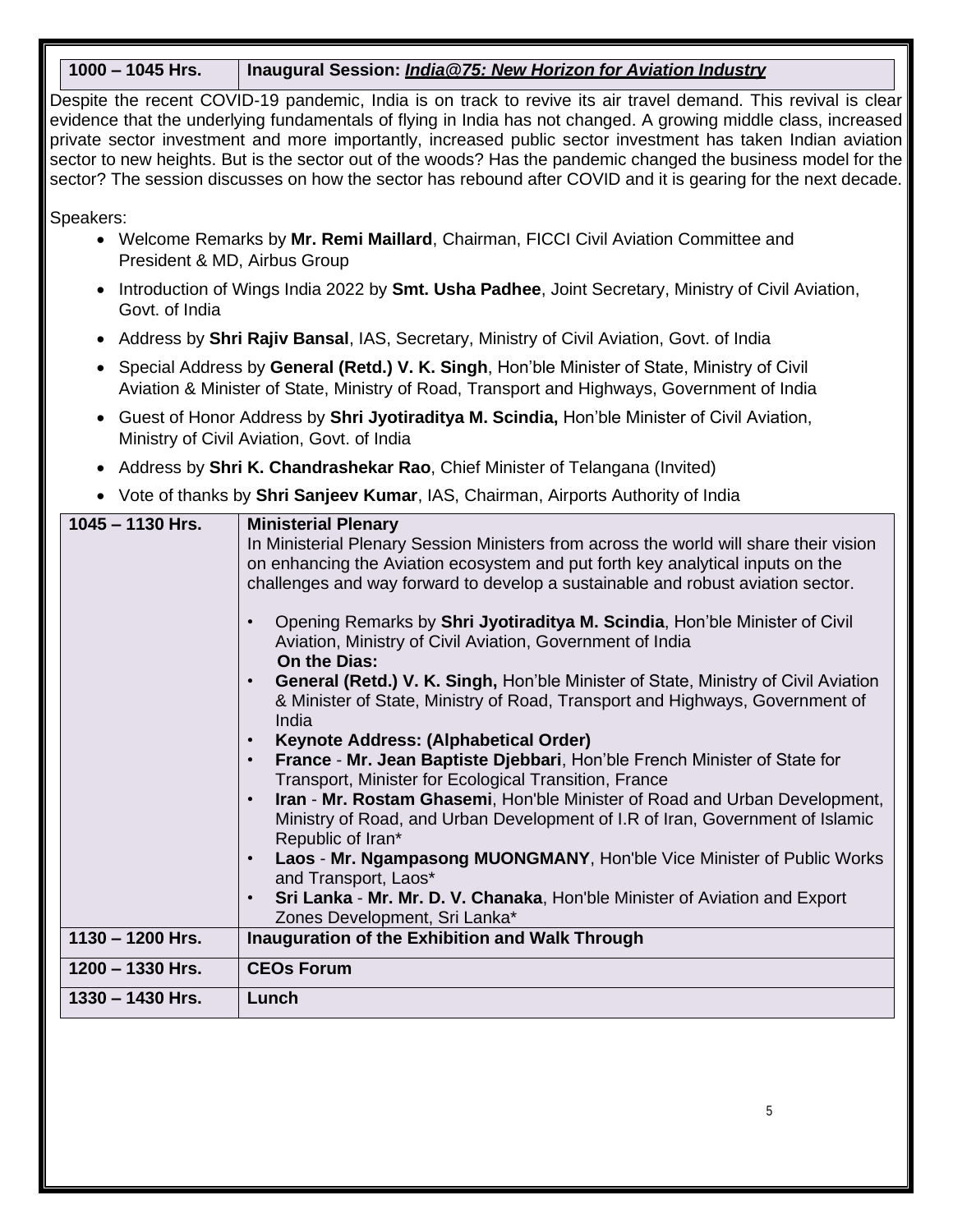| 1000 – 1045 Hrs. | Inaugural Session: ***India@75: New Horizon for Aviation Industry*** |
|---|---|

Despite the recent COVID-19 pandemic, India is on track to revive its air travel demand. This revival is clear evidence that the underlying fundamentals of flying in India has not changed. A growing middle class, increased private sector investment and more importantly, increased public sector investment has taken Indian aviation sector to new heights. But is the sector out of the woods? Has the pandemic changed the business model for the sector? The session discusses on how the sector has rebound after COVID and it is gearing for the next decade.

Speakers:

- Welcome Remarks by **Mr. Remi Maillard**, Chairman, FICCI Civil Aviation Committee and President & MD, Airbus Group
- Introduction of Wings India 2022 by **Smt. Usha Padhee**, Joint Secretary, Ministry of Civil Aviation, Govt. of India
- Address by **Shri Rajiv Bansal**, IAS, Secretary, Ministry of Civil Aviation, Govt. of India
- Special Address by **General (Retd.) V. K. Singh**, Hon'ble Minister of State, Ministry of Civil Aviation & Minister of State, Ministry of Road, Transport and Highways, Government of India
- Guest of Honor Address by **Shri Jyotiraditya M. Scindia,** Hon'ble Minister of Civil Aviation, Ministry of Civil Aviation, Govt. of India
- Address by **Shri K. Chandrashekar Rao**, Chief Minister of Telangana (Invited)
- Vote of thanks by **Shri Sanjeev Kumar**, IAS, Chairman, Airports Authority of India

| | |
|---|---|
| **1045 – 1130 Hrs.** | **Ministerial Plenary**<br>In Ministerial Plenary Session Ministers from across the world will share their vision on enhancing the Aviation ecosystem and put forth key analytical inputs on the challenges and way forward to develop a sustainable and robust aviation sector.<br><br>• Opening Remarks by **Shri Jyotiraditya M. Scindia**, Hon'ble Minister of Civil Aviation, Ministry of Civil Aviation, Government of India<br>**On the Dias:**<br>• **General (Retd.) V. K. Singh,** Hon'ble Minister of State, Ministry of Civil Aviation & Minister of State, Ministry of Road, Transport and Highways, Government of India<br>• **Keynote Address: (Alphabetical Order)**<br>• **France** - **Mr. Jean Baptiste Djebbari**, Hon'ble French Minister of State for Transport, Minister for Ecological Transition, France<br>• **Iran** - **Mr. Rostam Ghasemi**, Hon'ble Minister of Road and Urban Development, Ministry of Road, and Urban Development of I.R of Iran, Government of Islamic Republic of Iran*<br>• **Laos** - **Mr. Ngampasong MUONGMANY**, Hon'ble Vice Minister of Public Works and Transport, Laos*<br>• **Sri Lanka** - **Mr. Mr. D. V. Chanaka**, Hon'ble Minister of Aviation and Export Zones Development, Sri Lanka* |
| **1130 – 1200 Hrs.** | **Inauguration of the Exhibition and Walk Through** |
| **1200 – 1330 Hrs.** | **CEOs Forum** |
| **1330 – 1430 Hrs.** | **Lunch** |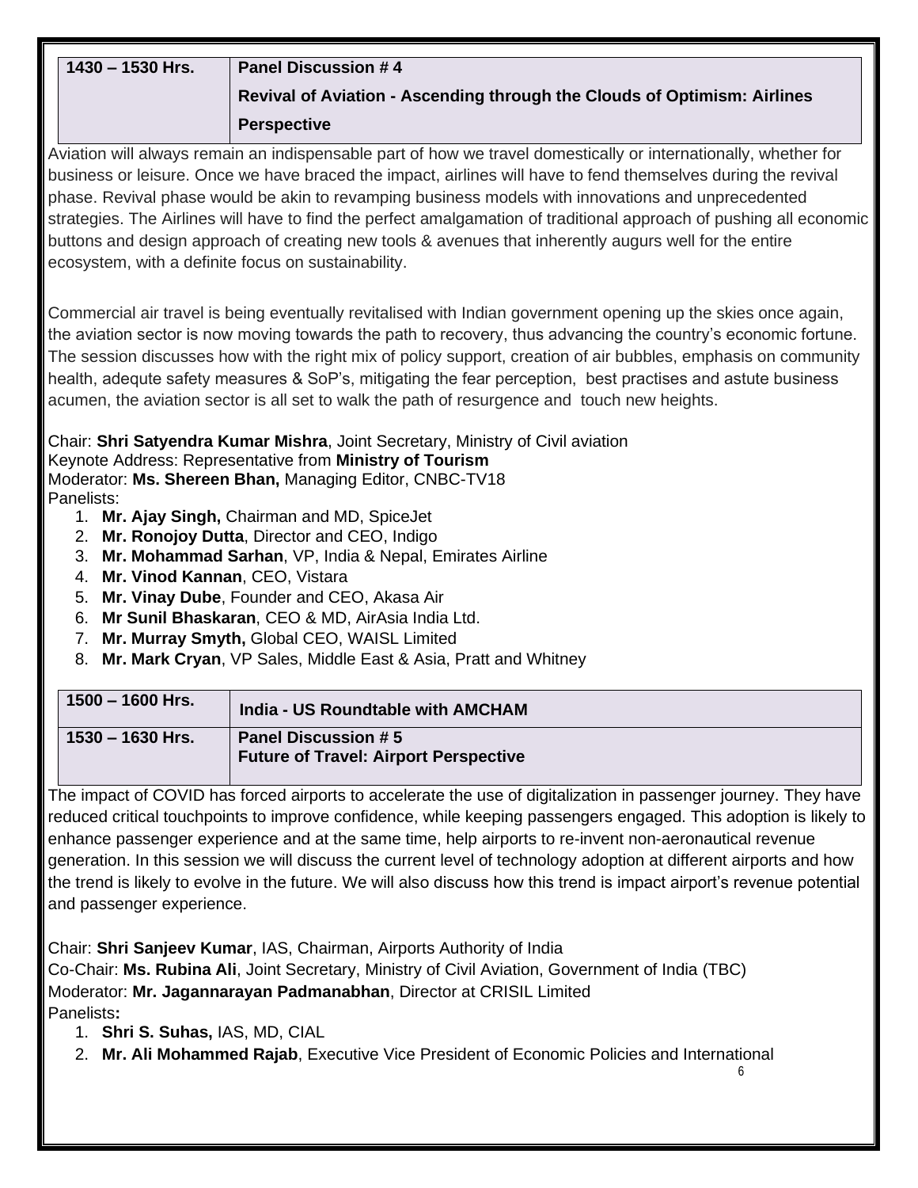| 1430 – 1530 Hrs. | **Panel Discussion # 4** **Revival of Aviation - Ascending through the Clouds of Optimism: Airlines Perspective** |
|---|---|

Aviation will always remain an indispensable part of how we travel domestically or internationally, whether for business or leisure. Once we have braced the impact, airlines will have to fend themselves during the revival phase. Revival phase would be akin to revamping business models with innovations and unprecedented strategies. The Airlines will have to find the perfect amalgamation of traditional approach of pushing all economic buttons and design approach of creating new tools & avenues that inherently augurs well for the entire ecosystem, with a definite focus on sustainability.

Commercial air travel is being eventually revitalised with Indian government opening up the skies once again, the aviation sector is now moving towards the path to recovery, thus advancing the country's economic fortune. The session discusses how with the right mix of policy support, creation of air bubbles, emphasis on community health, adequte safety measures & SoP's, mitigating the fear perception, best practises and astute business acumen, the aviation sector is all set to walk the path of resurgence and touch new heights.

Chair: **Shri Satyendra Kumar Mishra**, Joint Secretary, Ministry of Civil aviation
Keynote Address: Representative from **Ministry of Tourism**
Moderator: **Ms. Shereen Bhan,** Managing Editor, CNBC-TV18
Panelists:

1. **Mr. Ajay Singh,** Chairman and MD, SpiceJet
2. **Mr. Ronojoy Dutta**, Director and CEO, Indigo
3. **Mr. Mohammad Sarhan**, VP, India & Nepal, Emirates Airline
4. **Mr. Vinod Kannan**, CEO, Vistara
5. **Mr. Vinay Dube**, Founder and CEO, Akasa Air
6. **Mr Sunil Bhaskaran**, CEO & MD, AirAsia India Ltd.
7. **Mr. Murray Smyth,** Global CEO, WAISL Limited
8. **Mr. Mark Cryan**, VP Sales, Middle East & Asia, Pratt and Whitney

| 1500 – 1600 Hrs. | **India - US Roundtable with AMCHAM** |
|---|---|
| 1530 – 1630 Hrs. | **Panel Discussion # 5** **Future of Travel: Airport Perspective** |

The impact of COVID has forced airports to accelerate the use of digitalization in passenger journey. They have reduced critical touchpoints to improve confidence, while keeping passengers engaged. This adoption is likely to enhance passenger experience and at the same time, help airports to re-invent non-aeronautical revenue generation. In this session we will discuss the current level of technology adoption at different airports and how the trend is likely to evolve in the future. We will also discuss how this trend is impact airport's revenue potential and passenger experience.

Chair: **Shri Sanjeev Kumar**, IAS, Chairman, Airports Authority of India
Co-Chair: **Ms. Rubina Ali**, Joint Secretary, Ministry of Civil Aviation, Government of India (TBC)
Moderator: **Mr. Jagannarayan Padmanabhan**, Director at CRISIL Limited
Panelists**:**

1. **Shri S. Suhas,** IAS, MD, CIAL
2. **Mr. Ali Mohammed Rajab**, Executive Vice President of Economic Policies and International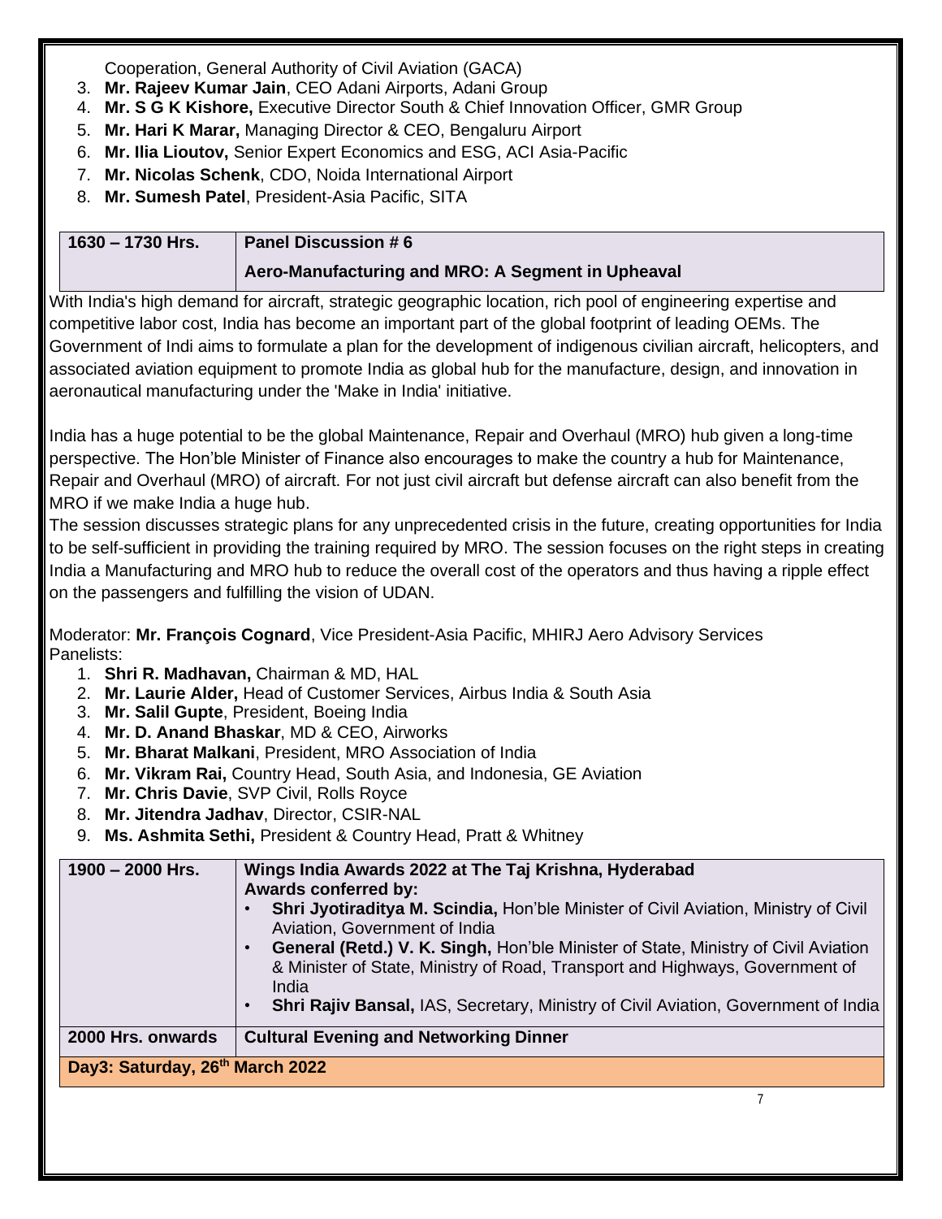Cooperation, General Authority of Civil Aviation (GACA)

3. **Mr. Rajeev Kumar Jain**, CEO Adani Airports, Adani Group
4. **Mr. S G K Kishore,** Executive Director South & Chief Innovation Officer, GMR Group
5. **Mr. Hari K Marar,** Managing Director & CEO, Bengaluru Airport
6. **Mr. Ilia Lioutov,** Senior Expert Economics and ESG, ACI Asia-Pacific
7. **Mr. Nicolas Schenk**, CDO, Noida International Airport
8. **Mr. Sumesh Patel**, President-Asia Pacific, SITA

| **1630 – 1730 Hrs.** | **Panel Discussion # 6**<br>**Aero-Manufacturing and MRO: A Segment in Upheaval** |
|---|---|

With India's high demand for aircraft, strategic geographic location, rich pool of engineering expertise and competitive labor cost, India has become an important part of the global footprint of leading OEMs. The Government of Indi aims to formulate a plan for the development of indigenous civilian aircraft, helicopters, and associated aviation equipment to promote India as global hub for the manufacture, design, and innovation in aeronautical manufacturing under the 'Make in India' initiative.

India has a huge potential to be the global Maintenance, Repair and Overhaul (MRO) hub given a long-time perspective. The Hon'ble Minister of Finance also encourages to make the country a hub for Maintenance, Repair and Overhaul (MRO) of aircraft. For not just civil aircraft but defense aircraft can also benefit from the MRO if we make India a huge hub.

The session discusses strategic plans for any unprecedented crisis in the future, creating opportunities for India to be self-sufficient in providing the training required by MRO. The session focuses on the right steps in creating India a Manufacturing and MRO hub to reduce the overall cost of the operators and thus having a ripple effect on the passengers and fulfilling the vision of UDAN.

Moderator: **Mr. François Cognard**, Vice President-Asia Pacific, MHIRJ Aero Advisory Services

Panelists:

1. **Shri R. Madhavan,** Chairman & MD, HAL
2. **Mr. Laurie Alder,** Head of Customer Services, Airbus India & South Asia
3. **Mr. Salil Gupte**, President, Boeing India
4. **Mr. D. Anand Bhaskar**, MD & CEO, Airworks
5. **Mr. Bharat Malkani**, President, MRO Association of India
6. **Mr. Vikram Rai,** Country Head, South Asia, and Indonesia, GE Aviation
7. **Mr. Chris Davie**, SVP Civil, Rolls Royce
8. **Mr. Jitendra Jadhav**, Director, CSIR-NAL
9. **Ms. Ashmita Sethi,** President & Country Head, Pratt & Whitney

| **1900 – 2000 Hrs.** | **Wings India Awards 2022 at The Taj Krishna, Hyderabad**<br>**Awards conferred by:**<br>• **Shri Jyotiraditya M. Scindia,** Hon'ble Minister of Civil Aviation, Ministry of Civil Aviation, Government of India<br>• **General (Retd.) V. K. Singh,** Hon'ble Minister of State, Ministry of Civil Aviation & Minister of State, Ministry of Road, Transport and Highways, Government of India<br>• **Shri Rajiv Bansal,** IAS, Secretary, Ministry of Civil Aviation, Government of India |
|---|---|
| **2000 Hrs. onwards** | **Cultural Evening and Networking Dinner** |
| **Day3: Saturday, 26th March 2022** | |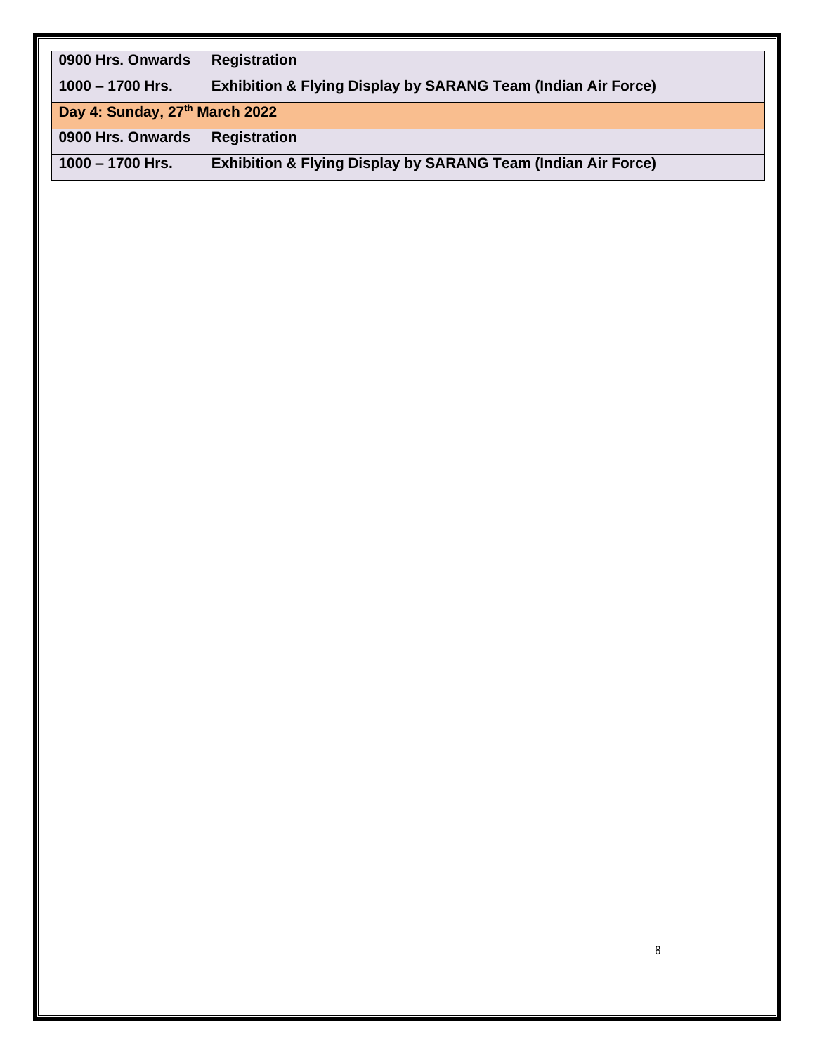| | |
|---|---|
| **0900 Hrs. Onwards** | **Registration** |
| **1000 – 1700 Hrs.** | **Exhibition & Flying Display by SARANG Team (Indian Air Force)** |
| **Day 4: Sunday, 27th March 2022** | |
| **0900 Hrs. Onwards** | **Registration** |
| **1000 – 1700 Hrs.** | **Exhibition & Flying Display by SARANG Team (Indian Air Force)** |